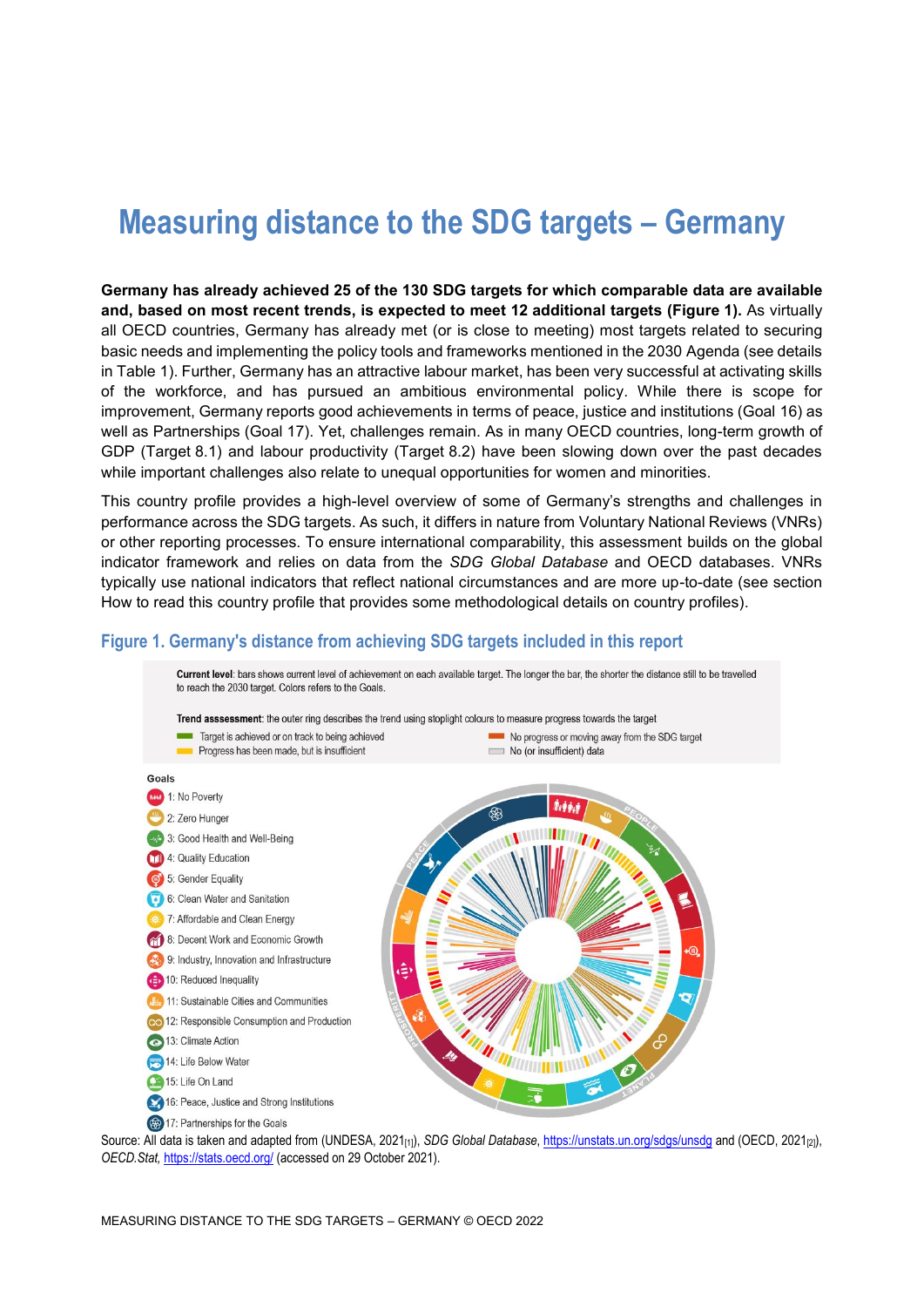# Measuring distance to the SDG targets – Germany

**Germany has already achieved 25 of the 130 SDG targets for which comparable data are available and, based on most recent trends, is expected to meet 12 additional targets (Figure 1).** As virtually all OECD countries, Germany has already met (or is close to meeting) most targets related to securing basic needs and implementing the policy tools and frameworks mentioned in the 2030 Agenda (see details in Table 1). Further, Germany has an attractive labour market, has been very successful at activating skills of the workforce, and has pursued an ambitious environmental policy. While there is scope for improvement, Germany reports good achievements in terms of peace, justice and institutions (Goal 16) as well as Partnerships (Goal 17). Yet, challenges remain. As in many OECD countries, long-term growth of GDP (Target 8.1) and labour productivity (Target 8.2) have been slowing down over the past decades while important challenges also relate to unequal opportunities for women and minorities.

This country profile provides a high-level overview of some of Germany's strengths and challenges in performance across the SDG targets. As such, it differs in nature from Voluntary National Reviews (VNRs) or other reporting processes. To ensure international comparability, this assessment builds on the global indicator framework and relies on data from the *SDG Global Database* and OECD databases. VNRs typically use national indicators that reflect national circumstances and are more up-to-date (see section How to read this country profile that provides some methodological details on country profiles).

## Figure 1. Germany's distance from achieving SDG targets included in this report

**Current level**: bars shows current level of achievement on each available target. The longer the bar, the shorter the distance still to be travelled to reach the 2030 target. Colors refers to the Goals.

**Trend asssessment**: the outer ring describes the trend using stoplight colours to measure progress towards the target

- Target is achieved or on track to being achieved
- Progress has been made, but is insufficient
- No progress or moving away from the SDG target
- No (or insufficient) data

**Goals**

- 1: No Poverty
- 2: Zero Hunger
- 3: Good Health and Well-Being
- 4: Quality Education
- 5: Gender Equality
- 6: Clean Water and Sanitation
- 7: Affordable and Clean Energy
- 8: Decent Work and Economic Growth
- 9: Industry, Innovation and Infrastructure
- 10: Reduced Inequality
- 11: Sustainable Cities and Communities
- 12: Responsible Consumption and Production
- 13: Climate Action
- 14: Life Below Water
- 15: Life On Land
- 16: Peace, Justice and Strong Institutions
- 17: Partnerships for the Goals

Source: All data is taken and adapted from (UNDESA, 2021[1]), *SDG Global Database*, https://unstats.un.org/sdgs/unsdg and (OECD, 2021[2]), *OECD.Stat*, https://stats.oecd.org/ (accessed on 29 October 2021).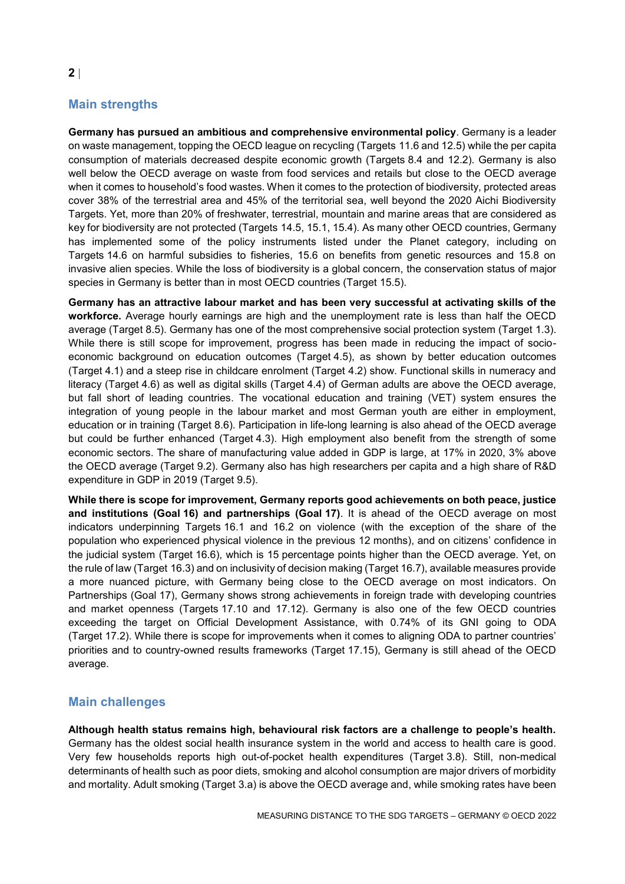## Main strengths

**Germany has pursued an ambitious and comprehensive environmental policy**. Germany is a leader on waste management, topping the OECD league on recycling (Targets 11.6 and 12.5) while the per capita consumption of materials decreased despite economic growth (Targets 8.4 and 12.2). Germany is also well below the OECD average on waste from food services and retails but close to the OECD average when it comes to household's food wastes. When it comes to the protection of biodiversity, protected areas cover 38% of the terrestrial area and 45% of the territorial sea, well beyond the 2020 Aichi Biodiversity Targets. Yet, more than 20% of freshwater, terrestrial, mountain and marine areas that are considered as key for biodiversity are not protected (Targets 14.5, 15.1, 15.4). As many other OECD countries, Germany has implemented some of the policy instruments listed under the Planet category, including on Targets 14.6 on harmful subsidies to fisheries, 15.6 on benefits from genetic resources and 15.8 on invasive alien species. While the loss of biodiversity is a global concern, the conservation status of major species in Germany is better than in most OECD countries (Target 15.5).

**Germany has an attractive labour market and has been very successful at activating skills of the workforce.** Average hourly earnings are high and the unemployment rate is less than half the OECD average (Target 8.5). Germany has one of the most comprehensive social protection system (Target 1.3). While there is still scope for improvement, progress has been made in reducing the impact of socio-economic background on education outcomes (Target 4.5), as shown by better education outcomes (Target 4.1) and a steep rise in childcare enrolment (Target 4.2) show. Functional skills in numeracy and literacy (Target 4.6) as well as digital skills (Target 4.4) of German adults are above the OECD average, but fall short of leading countries. The vocational education and training (VET) system ensures the integration of young people in the labour market and most German youth are either in employment, education or in training (Target 8.6). Participation in life-long learning is also ahead of the OECD average but could be further enhanced (Target 4.3). High employment also benefit from the strength of some economic sectors. The share of manufacturing value added in GDP is large, at 17% in 2020, 3% above the OECD average (Target 9.2). Germany also has high researchers per capita and a high share of R&D expenditure in GDP in 2019 (Target 9.5).

**While there is scope for improvement, Germany reports good achievements on both peace, justice and institutions (Goal 16) and partnerships (Goal 17)**. It is ahead of the OECD average on most indicators underpinning Targets 16.1 and 16.2 on violence (with the exception of the share of the population who experienced physical violence in the previous 12 months), and on citizens' confidence in the judicial system (Target 16.6), which is 15 percentage points higher than the OECD average. Yet, on the rule of law (Target 16.3) and on inclusivity of decision making (Target 16.7), available measures provide a more nuanced picture, with Germany being close to the OECD average on most indicators. On Partnerships (Goal 17), Germany shows strong achievements in foreign trade with developing countries and market openness (Targets 17.10 and 17.12). Germany is also one of the few OECD countries exceeding the target on Official Development Assistance, with 0.74% of its GNI going to ODA (Target 17.2). While there is scope for improvements when it comes to aligning ODA to partner countries' priorities and to country-owned results frameworks (Target 17.15), Germany is still ahead of the OECD average.

## Main challenges

**Although health status remains high, behavioural risk factors are a challenge to people's health.** Germany has the oldest social health insurance system in the world and access to health care is good. Very few households reports high out-of-pocket health expenditures (Target 3.8). Still, non-medical determinants of health such as poor diets, smoking and alcohol consumption are major drivers of morbidity and mortality. Adult smoking (Target 3.a) is above the OECD average and, while smoking rates have been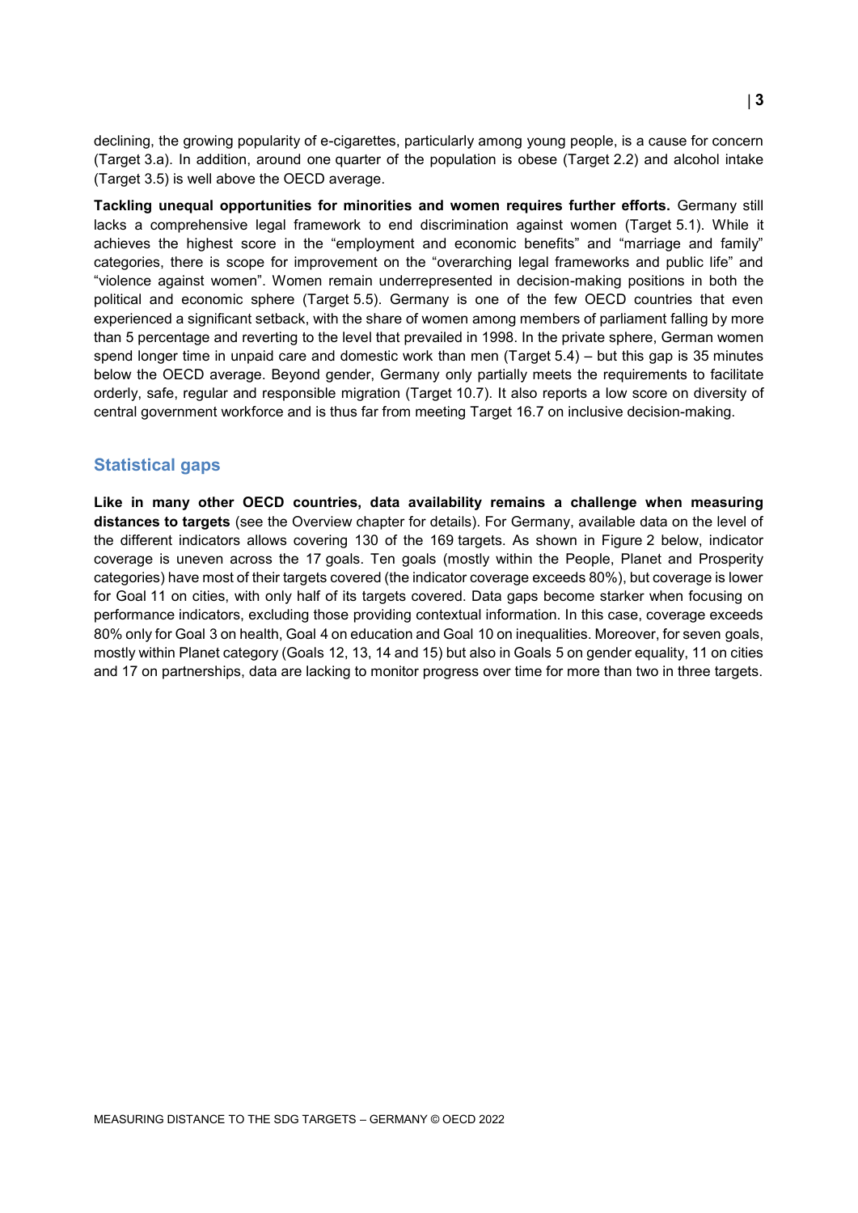declining, the growing popularity of e-cigarettes, particularly among young people, is a cause for concern (Target 3.a). In addition, around one quarter of the population is obese (Target 2.2) and alcohol intake (Target 3.5) is well above the OECD average.

**Tackling unequal opportunities for minorities and women requires further efforts.** Germany still lacks a comprehensive legal framework to end discrimination against women (Target 5.1). While it achieves the highest score in the "employment and economic benefits" and "marriage and family" categories, there is scope for improvement on the "overarching legal frameworks and public life" and "violence against women". Women remain underrepresented in decision-making positions in both the political and economic sphere (Target 5.5). Germany is one of the few OECD countries that even experienced a significant setback, with the share of women among members of parliament falling by more than 5 percentage and reverting to the level that prevailed in 1998. In the private sphere, German women spend longer time in unpaid care and domestic work than men (Target 5.4) – but this gap is 35 minutes below the OECD average. Beyond gender, Germany only partially meets the requirements to facilitate orderly, safe, regular and responsible migration (Target 10.7). It also reports a low score on diversity of central government workforce and is thus far from meeting Target 16.7 on inclusive decision-making.

## Statistical gaps

**Like in many other OECD countries, data availability remains a challenge when measuring distances to targets** (see the Overview chapter for details). For Germany, available data on the level of the different indicators allows covering 130 of the 169 targets. As shown in Figure 2 below, indicator coverage is uneven across the 17 goals. Ten goals (mostly within the People, Planet and Prosperity categories) have most of their targets covered (the indicator coverage exceeds 80%), but coverage is lower for Goal 11 on cities, with only half of its targets covered. Data gaps become starker when focusing on performance indicators, excluding those providing contextual information. In this case, coverage exceeds 80% only for Goal 3 on health, Goal 4 on education and Goal 10 on inequalities. Moreover, for seven goals, mostly within Planet category (Goals 12, 13, 14 and 15) but also in Goals 5 on gender equality, 11 on cities and 17 on partnerships, data are lacking to monitor progress over time for more than two in three targets.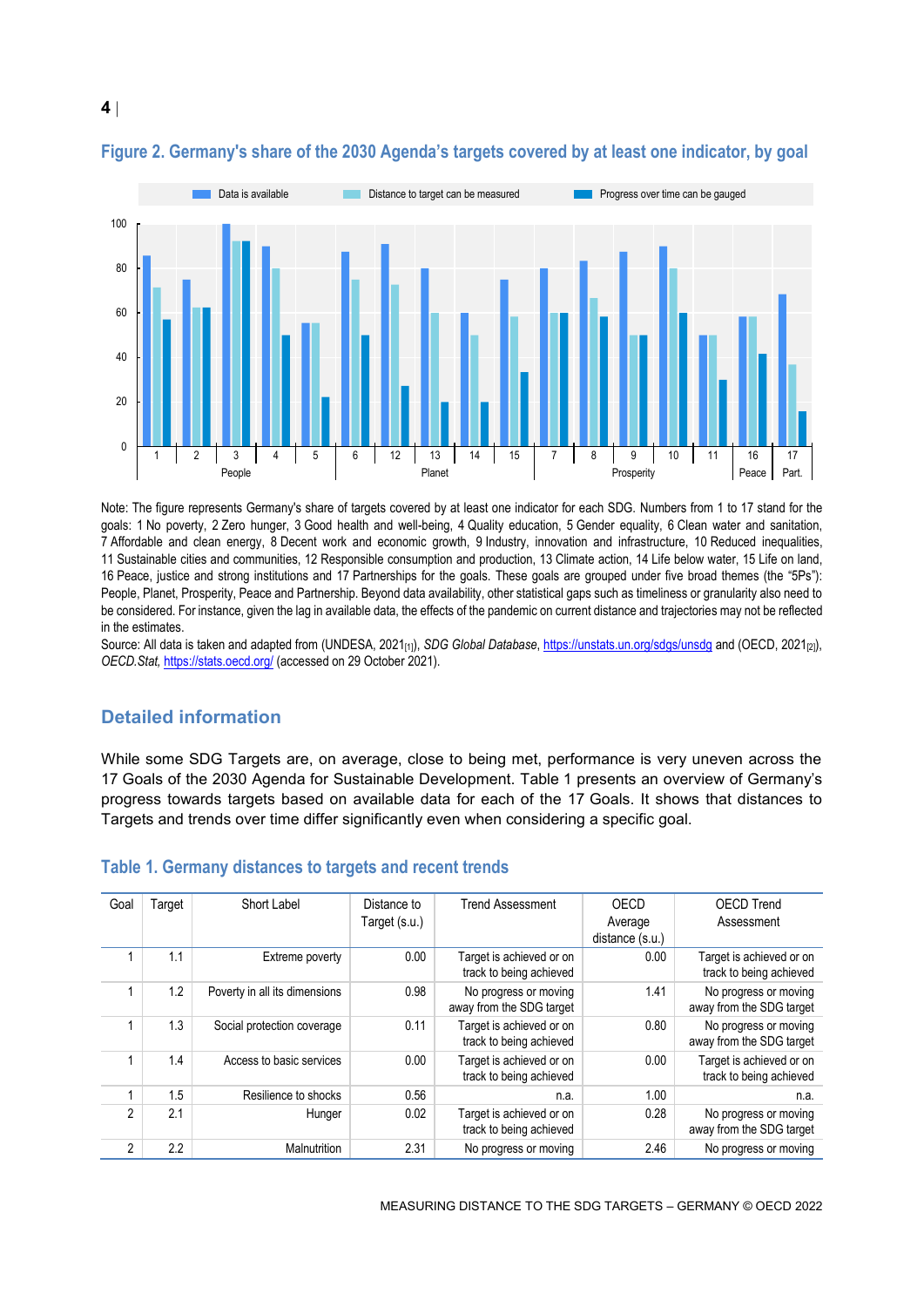## Figure 2. Germany's share of the 2030 Agenda's targets covered by at least one indicator, by goal

Note: The figure represents Germany's share of targets covered by at least one indicator for each SDG. Numbers from 1 to 17 stand for the goals: 1 No poverty, 2 Zero hunger, 3 Good health and well-being, 4 Quality education, 5 Gender equality, 6 Clean water and sanitation, 7 Affordable and clean energy, 8 Decent work and economic growth, 9 Industry, innovation and infrastructure, 10 Reduced inequalities, 11 Sustainable cities and communities, 12 Responsible consumption and production, 13 Climate action, 14 Life below water, 15 Life on land, 16 Peace, justice and strong institutions and 17 Partnerships for the goals. These goals are grouped under five broad themes (the "5Ps"): People, Planet, Prosperity, Peace and Partnership. Beyond data availability, other statistical gaps such as timeliness or granularity also need to be considered. For instance, given the lag in available data, the effects of the pandemic on current distance and trajectories may not be reflected in the estimates.

Source: All data is taken and adapted from (UNDESA, 2021[1]), *SDG Global Database*, https://unstats.un.org/sdgs/unsdg and (OECD, 2021[2]), *OECD.Stat*, https://stats.oecd.org/ (accessed on 29 October 2021).

## Detailed information

While some SDG Targets are, on average, close to being met, performance is very uneven across the 17 Goals of the 2030 Agenda for Sustainable Development. Table 1 presents an overview of Germany's progress towards targets based on available data for each of the 17 Goals. It shows that distances to Targets and trends over time differ significantly even when considering a specific goal.

## Table 1. Germany distances to targets and recent trends

| Goal | Target | Short Label | Distance to Target (s.u.) | Trend Assessment | OECD Average distance (s.u.) | OECD Trend Assessment |
|---|---|---|---|---|---|---|
| 1 | 1.1 | Extreme poverty | 0.00 | Target is achieved or on track to being achieved | 0.00 | Target is achieved or on track to being achieved |
| 1 | 1.2 | Poverty in all its dimensions | 0.98 | No progress or moving away from the SDG target | 1.41 | No progress or moving away from the SDG target |
| 1 | 1.3 | Social protection coverage | 0.11 | Target is achieved or on track to being achieved | 0.80 | No progress or moving away from the SDG target |
| 1 | 1.4 | Access to basic services | 0.00 | Target is achieved or on track to being achieved | 0.00 | Target is achieved or on track to being achieved |
| 1 | 1.5 | Resilience to shocks | 0.56 | n.a. | 1.00 | n.a. |
| 2 | 2.1 | Hunger | 0.02 | Target is achieved or on track to being achieved | 0.28 | No progress or moving away from the SDG target |
| 2 | 2.2 | Malnutrition | 2.31 | No progress or moving | 2.46 | No progress or moving |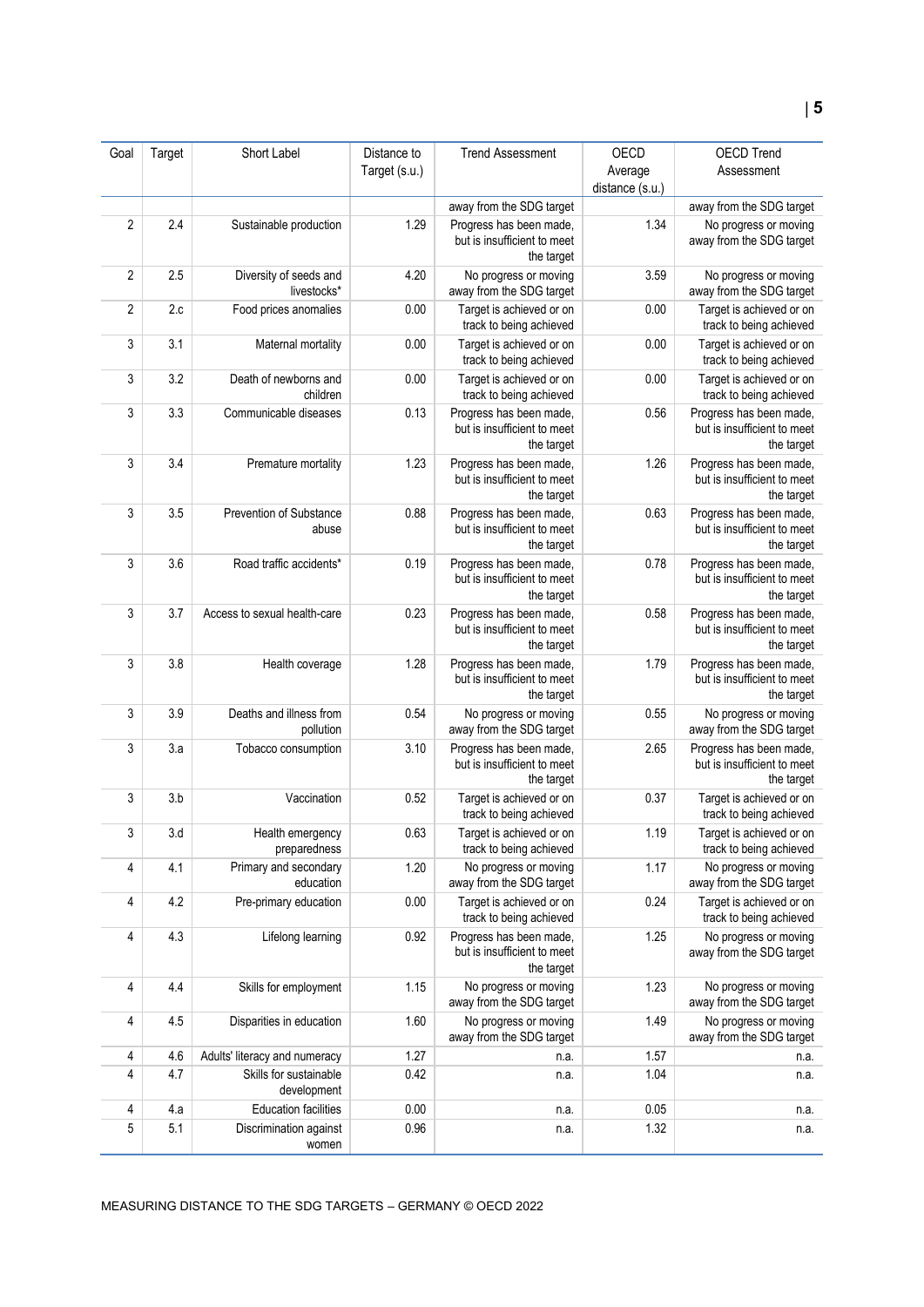| Goal | Target | Short Label | Distance to Target (s.u.) | Trend Assessment | OECD Average distance (s.u.) | OECD Trend Assessment |
|---|---|---|---|---|---|---|
| | | | | away from the SDG target | | away from the SDG target |
| 2 | 2.4 | Sustainable production | 1.29 | Progress has been made, but is insufficient to meet the target | 1.34 | No progress or moving away from the SDG target |
| 2 | 2.5 | Diversity of seeds and livestocks* | 4.20 | No progress or moving away from the SDG target | 3.59 | No progress or moving away from the SDG target |
| 2 | 2.c | Food prices anomalies | 0.00 | Target is achieved or on track to being achieved | 0.00 | Target is achieved or on track to being achieved |
| 3 | 3.1 | Maternal mortality | 0.00 | Target is achieved or on track to being achieved | 0.00 | Target is achieved or on track to being achieved |
| 3 | 3.2 | Death of newborns and children | 0.00 | Target is achieved or on track to being achieved | 0.00 | Target is achieved or on track to being achieved |
| 3 | 3.3 | Communicable diseases | 0.13 | Progress has been made, but is insufficient to meet the target | 0.56 | Progress has been made, but is insufficient to meet the target |
| 3 | 3.4 | Premature mortality | 1.23 | Progress has been made, but is insufficient to meet the target | 1.26 | Progress has been made, but is insufficient to meet the target |
| 3 | 3.5 | Prevention of Substance abuse | 0.88 | Progress has been made, but is insufficient to meet the target | 0.63 | Progress has been made, but is insufficient to meet the target |
| 3 | 3.6 | Road traffic accidents* | 0.19 | Progress has been made, but is insufficient to meet the target | 0.78 | Progress has been made, but is insufficient to meet the target |
| 3 | 3.7 | Access to sexual health-care | 0.23 | Progress has been made, but is insufficient to meet the target | 0.58 | Progress has been made, but is insufficient to meet the target |
| 3 | 3.8 | Health coverage | 1.28 | Progress has been made, but is insufficient to meet the target | 1.79 | Progress has been made, but is insufficient to meet the target |
| 3 | 3.9 | Deaths and illness from pollution | 0.54 | No progress or moving away from the SDG target | 0.55 | No progress or moving away from the SDG target |
| 3 | 3.a | Tobacco consumption | 3.10 | Progress has been made, but is insufficient to meet the target | 2.65 | Progress has been made, but is insufficient to meet the target |
| 3 | 3.b | Vaccination | 0.52 | Target is achieved or on track to being achieved | 0.37 | Target is achieved or on track to being achieved |
| 3 | 3.d | Health emergency preparedness | 0.63 | Target is achieved or on track to being achieved | 1.19 | Target is achieved or on track to being achieved |
| 4 | 4.1 | Primary and secondary education | 1.20 | No progress or moving away from the SDG target | 1.17 | No progress or moving away from the SDG target |
| 4 | 4.2 | Pre-primary education | 0.00 | Target is achieved or on track to being achieved | 0.24 | Target is achieved or on track to being achieved |
| 4 | 4.3 | Lifelong learning | 0.92 | Progress has been made, but is insufficient to meet the target | 1.25 | No progress or moving away from the SDG target |
| 4 | 4.4 | Skills for employment | 1.15 | No progress or moving away from the SDG target | 1.23 | No progress or moving away from the SDG target |
| 4 | 4.5 | Disparities in education | 1.60 | No progress or moving away from the SDG target | 1.49 | No progress or moving away from the SDG target |
| 4 | 4.6 | Adults' literacy and numeracy | 1.27 | n.a. | 1.57 | n.a. |
| 4 | 4.7 | Skills for sustainable development | 0.42 | n.a. | 1.04 | n.a. |
| 4 | 4.a | Education facilities | 0.00 | n.a. | 0.05 | n.a. |
| 5 | 5.1 | Discrimination against women | 0.96 | n.a. | 1.32 | n.a. |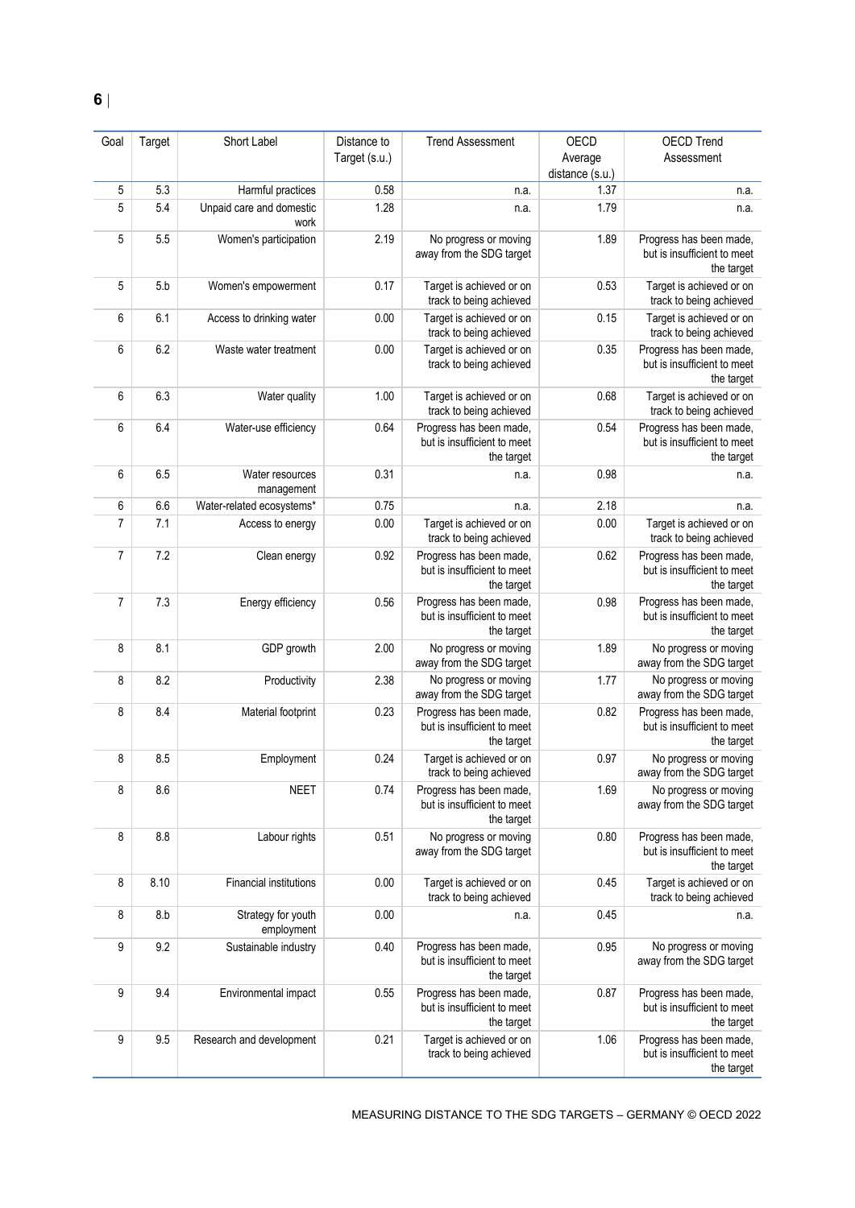| Goal | Target | Short Label | Distance to Target (s.u.) | Trend Assessment | OECD Average distance (s.u.) | OECD Trend Assessment |
|---|---|---|---|---|---|---|
| 5 | 5.3 | Harmful practices | 0.58 | n.a. | 1.37 | n.a. |
| 5 | 5.4 | Unpaid care and domestic work | 1.28 | n.a. | 1.79 | n.a. |
| 5 | 5.5 | Women's participation | 2.19 | No progress or moving away from the SDG target | 1.89 | Progress has been made, but is insufficient to meet the target |
| 5 | 5.b | Women's empowerment | 0.17 | Target is achieved or on track to being achieved | 0.53 | Target is achieved or on track to being achieved |
| 6 | 6.1 | Access to drinking water | 0.00 | Target is achieved or on track to being achieved | 0.15 | Target is achieved or on track to being achieved |
| 6 | 6.2 | Waste water treatment | 0.00 | Target is achieved or on track to being achieved | 0.35 | Progress has been made, but is insufficient to meet the target |
| 6 | 6.3 | Water quality | 1.00 | Target is achieved or on track to being achieved | 0.68 | Target is achieved or on track to being achieved |
| 6 | 6.4 | Water-use efficiency | 0.64 | Progress has been made, but is insufficient to meet the target | 0.54 | Progress has been made, but is insufficient to meet the target |
| 6 | 6.5 | Water resources management | 0.31 | n.a. | 0.98 | n.a. |
| 6 | 6.6 | Water-related ecosystems* | 0.75 | n.a. | 2.18 | n.a. |
| 7 | 7.1 | Access to energy | 0.00 | Target is achieved or on track to being achieved | 0.00 | Target is achieved or on track to being achieved |
| 7 | 7.2 | Clean energy | 0.92 | Progress has been made, but is insufficient to meet the target | 0.62 | Progress has been made, but is insufficient to meet the target |
| 7 | 7.3 | Energy efficiency | 0.56 | Progress has been made, but is insufficient to meet the target | 0.98 | Progress has been made, but is insufficient to meet the target |
| 8 | 8.1 | GDP growth | 2.00 | No progress or moving away from the SDG target | 1.89 | No progress or moving away from the SDG target |
| 8 | 8.2 | Productivity | 2.38 | No progress or moving away from the SDG target | 1.77 | No progress or moving away from the SDG target |
| 8 | 8.4 | Material footprint | 0.23 | Progress has been made, but is insufficient to meet the target | 0.82 | Progress has been made, but is insufficient to meet the target |
| 8 | 8.5 | Employment | 0.24 | Target is achieved or on track to being achieved | 0.97 | No progress or moving away from the SDG target |
| 8 | 8.6 | NEET | 0.74 | Progress has been made, but is insufficient to meet the target | 1.69 | No progress or moving away from the SDG target |
| 8 | 8.8 | Labour rights | 0.51 | No progress or moving away from the SDG target | 0.80 | Progress has been made, but is insufficient to meet the target |
| 8 | 8.10 | Financial institutions | 0.00 | Target is achieved or on track to being achieved | 0.45 | Target is achieved or on track to being achieved |
| 8 | 8.b | Strategy for youth employment | 0.00 | n.a. | 0.45 | n.a. |
| 9 | 9.2 | Sustainable industry | 0.40 | Progress has been made, but is insufficient to meet the target | 0.95 | No progress or moving away from the SDG target |
| 9 | 9.4 | Environmental impact | 0.55 | Progress has been made, but is insufficient to meet the target | 0.87 | Progress has been made, but is insufficient to meet the target |
| 9 | 9.5 | Research and development | 0.21 | Target is achieved or on track to being achieved | 1.06 | Progress has been made, but is insufficient to meet the target |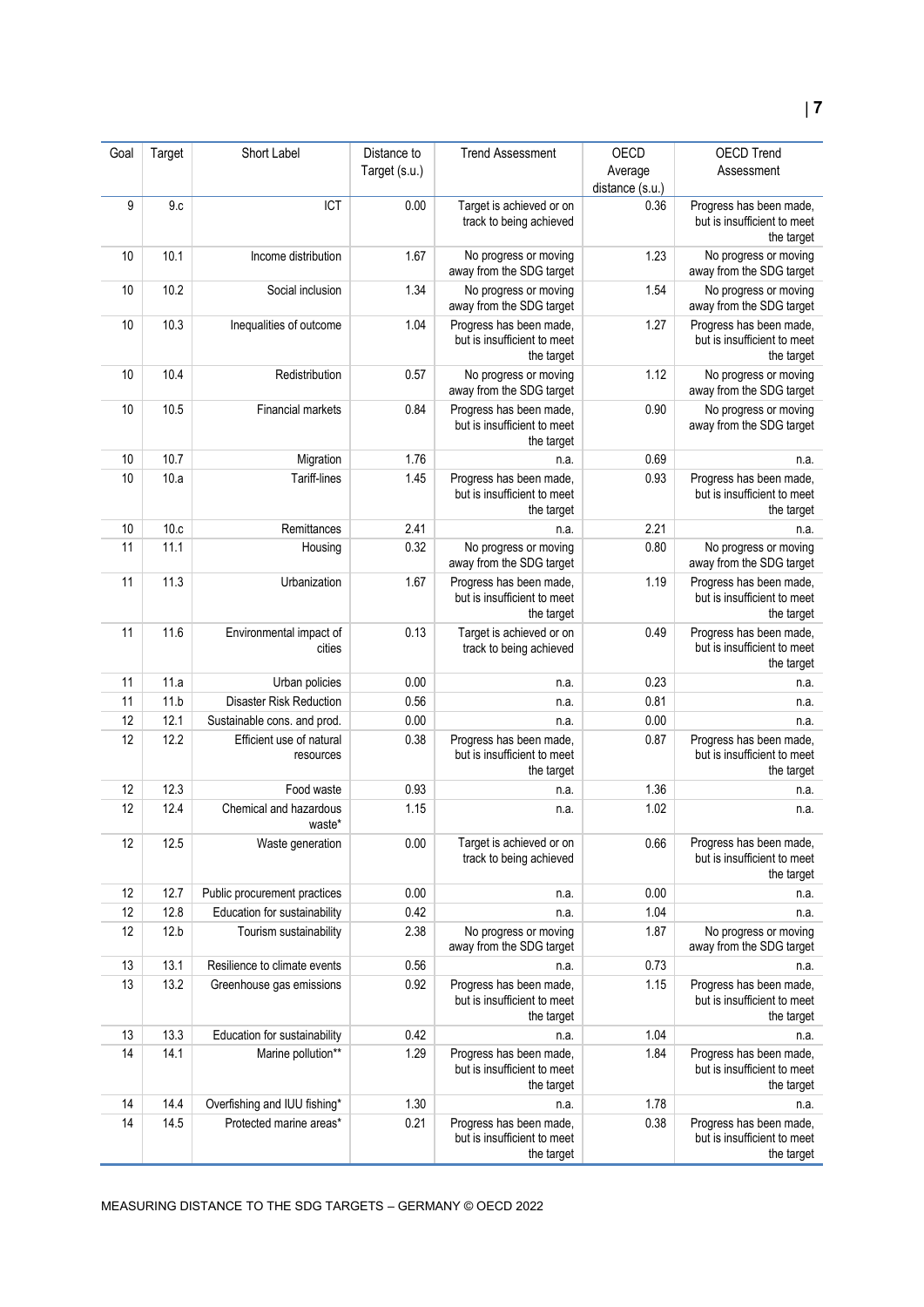| Goal | Target | Short Label | Distance to Target (s.u.) | Trend Assessment | OECD Average distance (s.u.) | OECD Trend Assessment |
|---|---|---|---|---|---|---|
| 9 | 9.c | ICT | 0.00 | Target is achieved or on track to being achieved | 0.36 | Progress has been made, but is insufficient to meet the target |
| 10 | 10.1 | Income distribution | 1.67 | No progress or moving away from the SDG target | 1.23 | No progress or moving away from the SDG target |
| 10 | 10.2 | Social inclusion | 1.34 | No progress or moving away from the SDG target | 1.54 | No progress or moving away from the SDG target |
| 10 | 10.3 | Inequalities of outcome | 1.04 | Progress has been made, but is insufficient to meet the target | 1.27 | Progress has been made, but is insufficient to meet the target |
| 10 | 10.4 | Redistribution | 0.57 | No progress or moving away from the SDG target | 1.12 | No progress or moving away from the SDG target |
| 10 | 10.5 | Financial markets | 0.84 | Progress has been made, but is insufficient to meet the target | 0.90 | No progress or moving away from the SDG target |
| 10 | 10.7 | Migration | 1.76 | n.a. | 0.69 | n.a. |
| 10 | 10.a | Tariff-lines | 1.45 | Progress has been made, but is insufficient to meet the target | 0.93 | Progress has been made, but is insufficient to meet the target |
| 10 | 10.c | Remittances | 2.41 | n.a. | 2.21 | n.a. |
| 11 | 11.1 | Housing | 0.32 | No progress or moving away from the SDG target | 0.80 | No progress or moving away from the SDG target |
| 11 | 11.3 | Urbanization | 1.67 | Progress has been made, but is insufficient to meet the target | 1.19 | Progress has been made, but is insufficient to meet the target |
| 11 | 11.6 | Environmental impact of cities | 0.13 | Target is achieved or on track to being achieved | 0.49 | Progress has been made, but is insufficient to meet the target |
| 11 | 11.a | Urban policies | 0.00 | n.a. | 0.23 | n.a. |
| 11 | 11.b | Disaster Risk Reduction | 0.56 | n.a. | 0.81 | n.a. |
| 12 | 12.1 | Sustainable cons. and prod. | 0.00 | n.a. | 0.00 | n.a. |
| 12 | 12.2 | Efficient use of natural resources | 0.38 | Progress has been made, but is insufficient to meet the target | 0.87 | Progress has been made, but is insufficient to meet the target |
| 12 | 12.3 | Food waste | 0.93 | n.a. | 1.36 | n.a. |
| 12 | 12.4 | Chemical and hazardous waste* | 1.15 | n.a. | 1.02 | n.a. |
| 12 | 12.5 | Waste generation | 0.00 | Target is achieved or on track to being achieved | 0.66 | Progress has been made, but is insufficient to meet the target |
| 12 | 12.7 | Public procurement practices | 0.00 | n.a. | 0.00 | n.a. |
| 12 | 12.8 | Education for sustainability | 0.42 | n.a. | 1.04 | n.a. |
| 12 | 12.b | Tourism sustainability | 2.38 | No progress or moving away from the SDG target | 1.87 | No progress or moving away from the SDG target |
| 13 | 13.1 | Resilience to climate events | 0.56 | n.a. | 0.73 | n.a. |
| 13 | 13.2 | Greenhouse gas emissions | 0.92 | Progress has been made, but is insufficient to meet the target | 1.15 | Progress has been made, but is insufficient to meet the target |
| 13 | 13.3 | Education for sustainability | 0.42 | n.a. | 1.04 | n.a. |
| 14 | 14.1 | Marine pollution** | 1.29 | Progress has been made, but is insufficient to meet the target | 1.84 | Progress has been made, but is insufficient to meet the target |
| 14 | 14.4 | Overfishing and IUU fishing* | 1.30 | n.a. | 1.78 | n.a. |
| 14 | 14.5 | Protected marine areas* | 0.21 | Progress has been made, but is insufficient to meet the target | 0.38 | Progress has been made, but is insufficient to meet the target |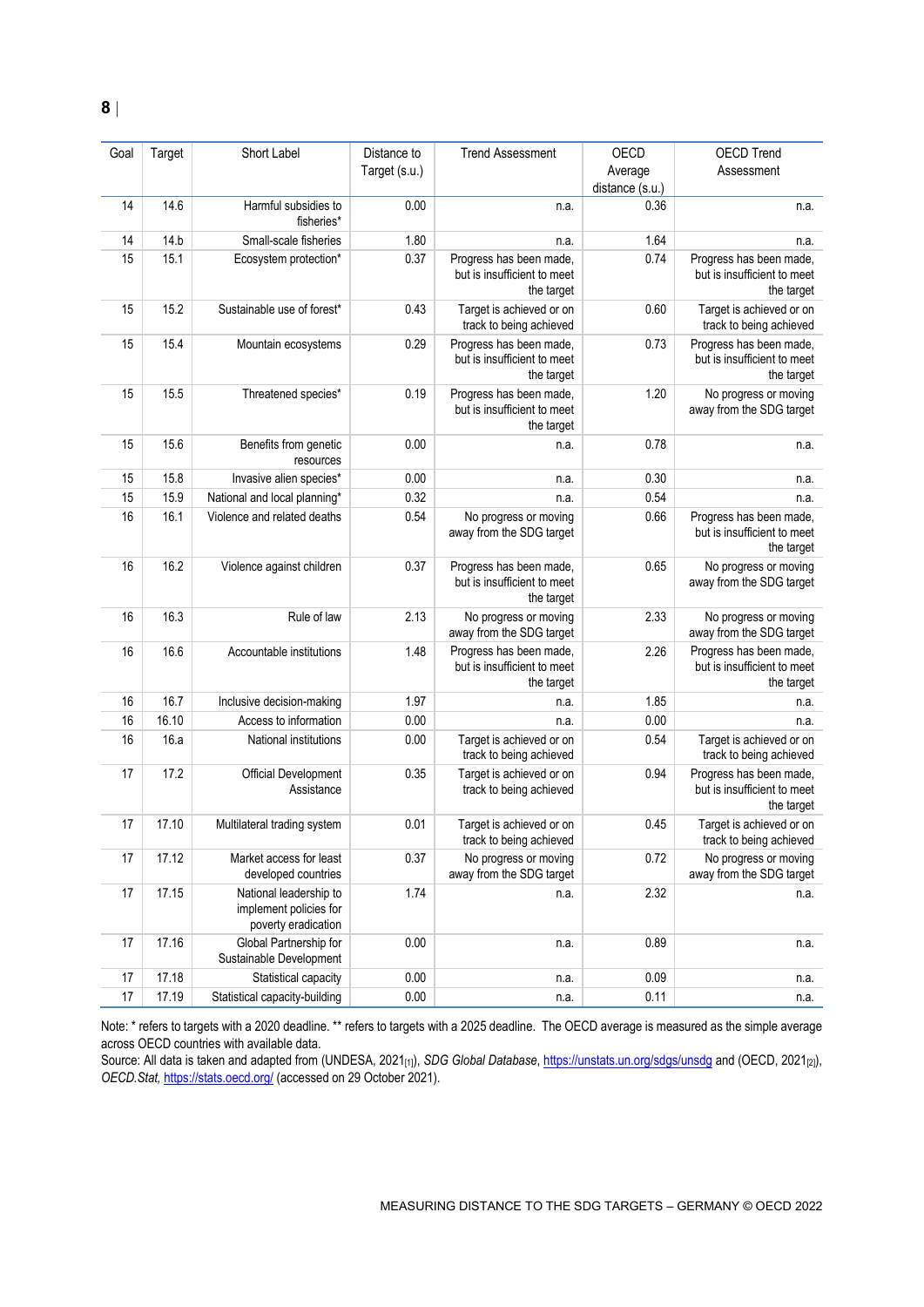| Goal | Target | Short Label | Distance to Target (s.u.) | Trend Assessment | OECD Average distance (s.u.) | OECD Trend Assessment |
|---|---|---|---|---|---|---|
| 14 | 14.6 | Harmful subsidies to fisheries* | 0.00 | n.a. | 0.36 | n.a. |
| 14 | 14.b | Small-scale fisheries | 1.80 | n.a. | 1.64 | n.a. |
| 15 | 15.1 | Ecosystem protection* | 0.37 | Progress has been made, but is insufficient to meet the target | 0.74 | Progress has been made, but is insufficient to meet the target |
| 15 | 15.2 | Sustainable use of forest* | 0.43 | Target is achieved or on track to being achieved | 0.60 | Target is achieved or on track to being achieved |
| 15 | 15.4 | Mountain ecosystems | 0.29 | Progress has been made, but is insufficient to meet the target | 0.73 | Progress has been made, but is insufficient to meet the target |
| 15 | 15.5 | Threatened species* | 0.19 | Progress has been made, but is insufficient to meet the target | 1.20 | No progress or moving away from the SDG target |
| 15 | 15.6 | Benefits from genetic resources | 0.00 | n.a. | 0.78 | n.a. |
| 15 | 15.8 | Invasive alien species* | 0.00 | n.a. | 0.30 | n.a. |
| 15 | 15.9 | National and local planning* | 0.32 | n.a. | 0.54 | n.a. |
| 16 | 16.1 | Violence and related deaths | 0.54 | No progress or moving away from the SDG target | 0.66 | Progress has been made, but is insufficient to meet the target |
| 16 | 16.2 | Violence against children | 0.37 | Progress has been made, but is insufficient to meet the target | 0.65 | No progress or moving away from the SDG target |
| 16 | 16.3 | Rule of law | 2.13 | No progress or moving away from the SDG target | 2.33 | No progress or moving away from the SDG target |
| 16 | 16.6 | Accountable institutions | 1.48 | Progress has been made, but is insufficient to meet the target | 2.26 | Progress has been made, but is insufficient to meet the target |
| 16 | 16.7 | Inclusive decision-making | 1.97 | n.a. | 1.85 | n.a. |
| 16 | 16.10 | Access to information | 0.00 | n.a. | 0.00 | n.a. |
| 16 | 16.a | National institutions | 0.00 | Target is achieved or on track to being achieved | 0.54 | Target is achieved or on track to being achieved |
| 17 | 17.2 | Official Development Assistance | 0.35 | Target is achieved or on track to being achieved | 0.94 | Progress has been made, but is insufficient to meet the target |
| 17 | 17.10 | Multilateral trading system | 0.01 | Target is achieved or on track to being achieved | 0.45 | Target is achieved or on track to being achieved |
| 17 | 17.12 | Market access for least developed countries | 0.37 | No progress or moving away from the SDG target | 0.72 | No progress or moving away from the SDG target |
| 17 | 17.15 | National leadership to implement policies for poverty eradication | 1.74 | n.a. | 2.32 | n.a. |
| 17 | 17.16 | Global Partnership for Sustainable Development | 0.00 | n.a. | 0.89 | n.a. |
| 17 | 17.18 | Statistical capacity | 0.00 | n.a. | 0.09 | n.a. |
| 17 | 17.19 | Statistical capacity-building | 0.00 | n.a. | 0.11 | n.a. |

Note: * refers to targets with a 2020 deadline. ** refers to targets with a 2025 deadline. The OECD average is measured as the simple average across OECD countries with available data.
Source: All data is taken and adapted from (UNDESA, 2021[1]), *SDG Global Database*, https://unstats.un.org/sdgs/unsdg and (OECD, 2021[2]), *OECD.Stat*, https://stats.oecd.org/ (accessed on 29 October 2021).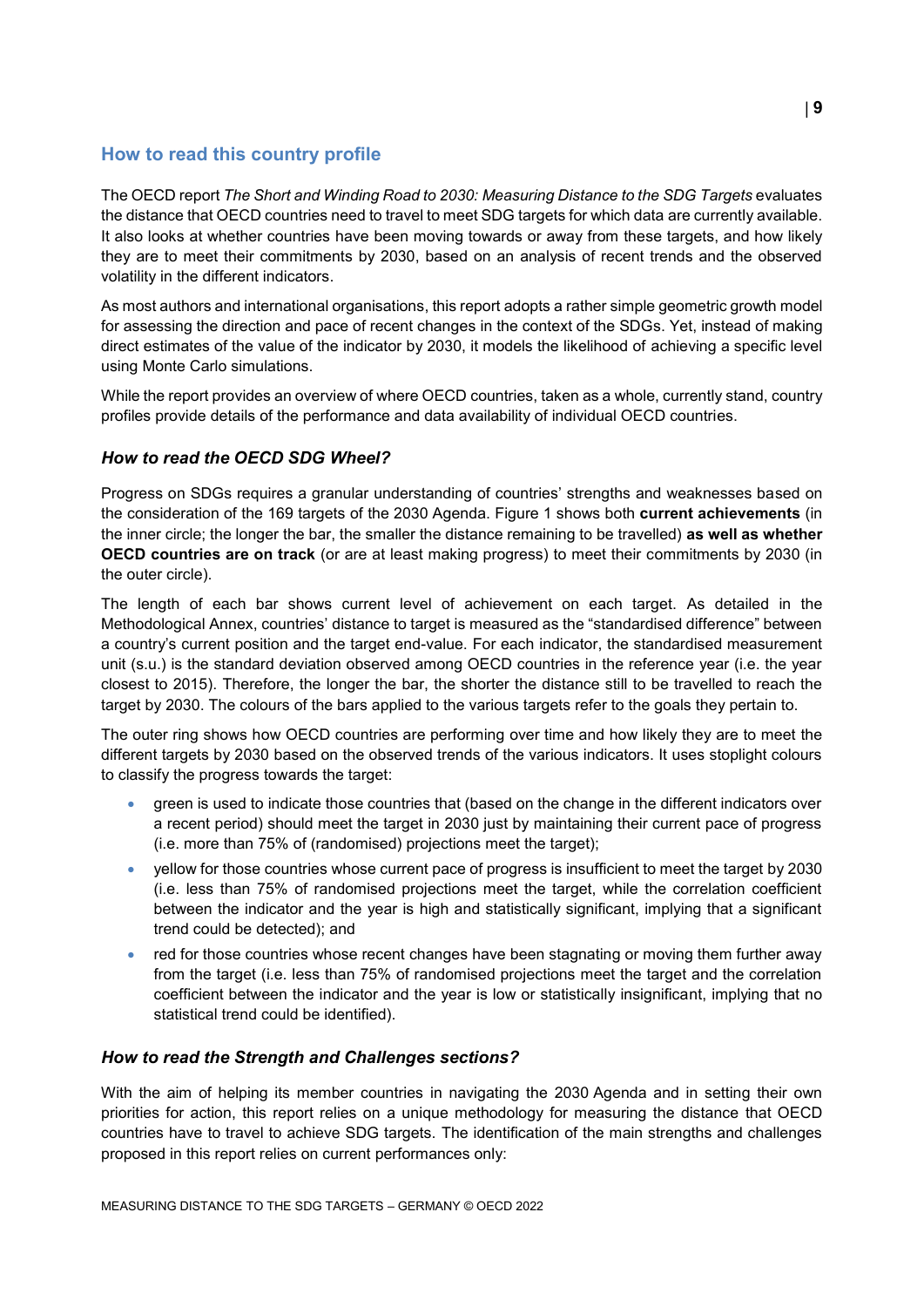## How to read this country profile

The OECD report *The Short and Winding Road to 2030: Measuring Distance to the SDG Targets* evaluates the distance that OECD countries need to travel to meet SDG targets for which data are currently available. It also looks at whether countries have been moving towards or away from these targets, and how likely they are to meet their commitments by 2030, based on an analysis of recent trends and the observed volatility in the different indicators.

As most authors and international organisations, this report adopts a rather simple geometric growth model for assessing the direction and pace of recent changes in the context of the SDGs. Yet, instead of making direct estimates of the value of the indicator by 2030, it models the likelihood of achieving a specific level using Monte Carlo simulations.

While the report provides an overview of where OECD countries, taken as a whole, currently stand, country profiles provide details of the performance and data availability of individual OECD countries.

### *How to read the OECD SDG Wheel?*

Progress on SDGs requires a granular understanding of countries' strengths and weaknesses based on the consideration of the 169 targets of the 2030 Agenda. Figure 1 shows both **current achievements** (in the inner circle; the longer the bar, the smaller the distance remaining to be travelled) **as well as whether OECD countries are on track** (or are at least making progress) to meet their commitments by 2030 (in the outer circle).

The length of each bar shows current level of achievement on each target. As detailed in the Methodological Annex, countries' distance to target is measured as the "standardised difference" between a country's current position and the target end-value. For each indicator, the standardised measurement unit (s.u.) is the standard deviation observed among OECD countries in the reference year (i.e. the year closest to 2015). Therefore, the longer the bar, the shorter the distance still to be travelled to reach the target by 2030. The colours of the bars applied to the various targets refer to the goals they pertain to.

The outer ring shows how OECD countries are performing over time and how likely they are to meet the different targets by 2030 based on the observed trends of the various indicators. It uses stoplight colours to classify the progress towards the target:

- green is used to indicate those countries that (based on the change in the different indicators over a recent period) should meet the target in 2030 just by maintaining their current pace of progress (i.e. more than 75% of (randomised) projections meet the target);
- yellow for those countries whose current pace of progress is insufficient to meet the target by 2030 (i.e. less than 75% of randomised projections meet the target, while the correlation coefficient between the indicator and the year is high and statistically significant, implying that a significant trend could be detected); and
- red for those countries whose recent changes have been stagnating or moving them further away from the target (i.e. less than 75% of randomised projections meet the target and the correlation coefficient between the indicator and the year is low or statistically insignificant, implying that no statistical trend could be identified).

### *How to read the Strength and Challenges sections?*

With the aim of helping its member countries in navigating the 2030 Agenda and in setting their own priorities for action, this report relies on a unique methodology for measuring the distance that OECD countries have to travel to achieve SDG targets. The identification of the main strengths and challenges proposed in this report relies on current performances only: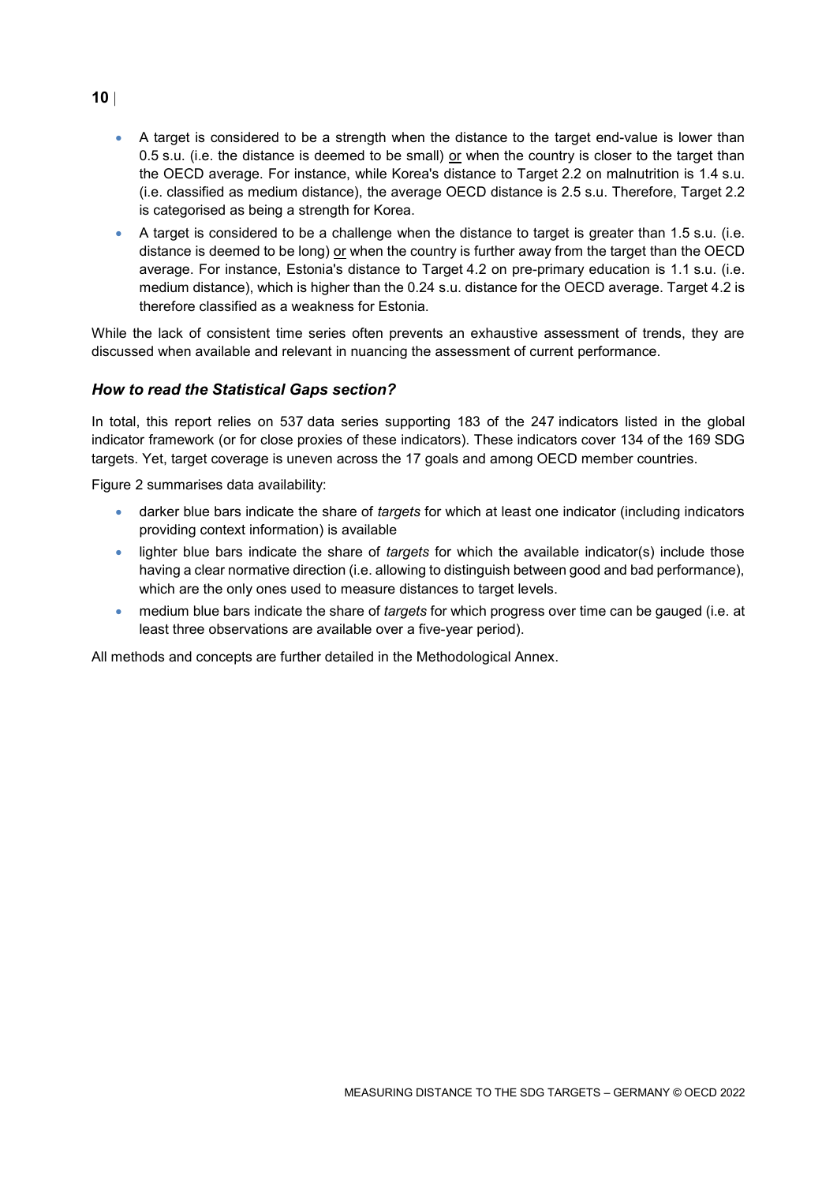- A target is considered to be a strength when the distance to the target end-value is lower than 0.5 s.u. (i.e. the distance is deemed to be small) or when the country is closer to the target than the OECD average. For instance, while Korea's distance to Target 2.2 on malnutrition is 1.4 s.u. (i.e. classified as medium distance), the average OECD distance is 2.5 s.u. Therefore, Target 2.2 is categorised as being a strength for Korea.
- A target is considered to be a challenge when the distance to target is greater than 1.5 s.u. (i.e. distance is deemed to be long) or when the country is further away from the target than the OECD average. For instance, Estonia's distance to Target 4.2 on pre-primary education is 1.1 s.u. (i.e. medium distance), which is higher than the 0.24 s.u. distance for the OECD average. Target 4.2 is therefore classified as a weakness for Estonia.

While the lack of consistent time series often prevents an exhaustive assessment of trends, they are discussed when available and relevant in nuancing the assessment of current performance.

### *How to read the Statistical Gaps section?*

In total, this report relies on 537 data series supporting 183 of the 247 indicators listed in the global indicator framework (or for close proxies of these indicators). These indicators cover 134 of the 169 SDG targets. Yet, target coverage is uneven across the 17 goals and among OECD member countries.

Figure 2 summarises data availability:

- darker blue bars indicate the share of *targets* for which at least one indicator (including indicators providing context information) is available
- lighter blue bars indicate the share of *targets* for which the available indicator(s) include those having a clear normative direction (i.e. allowing to distinguish between good and bad performance), which are the only ones used to measure distances to target levels.
- medium blue bars indicate the share of *targets* for which progress over time can be gauged (i.e. at least three observations are available over a five-year period).

All methods and concepts are further detailed in the Methodological Annex.